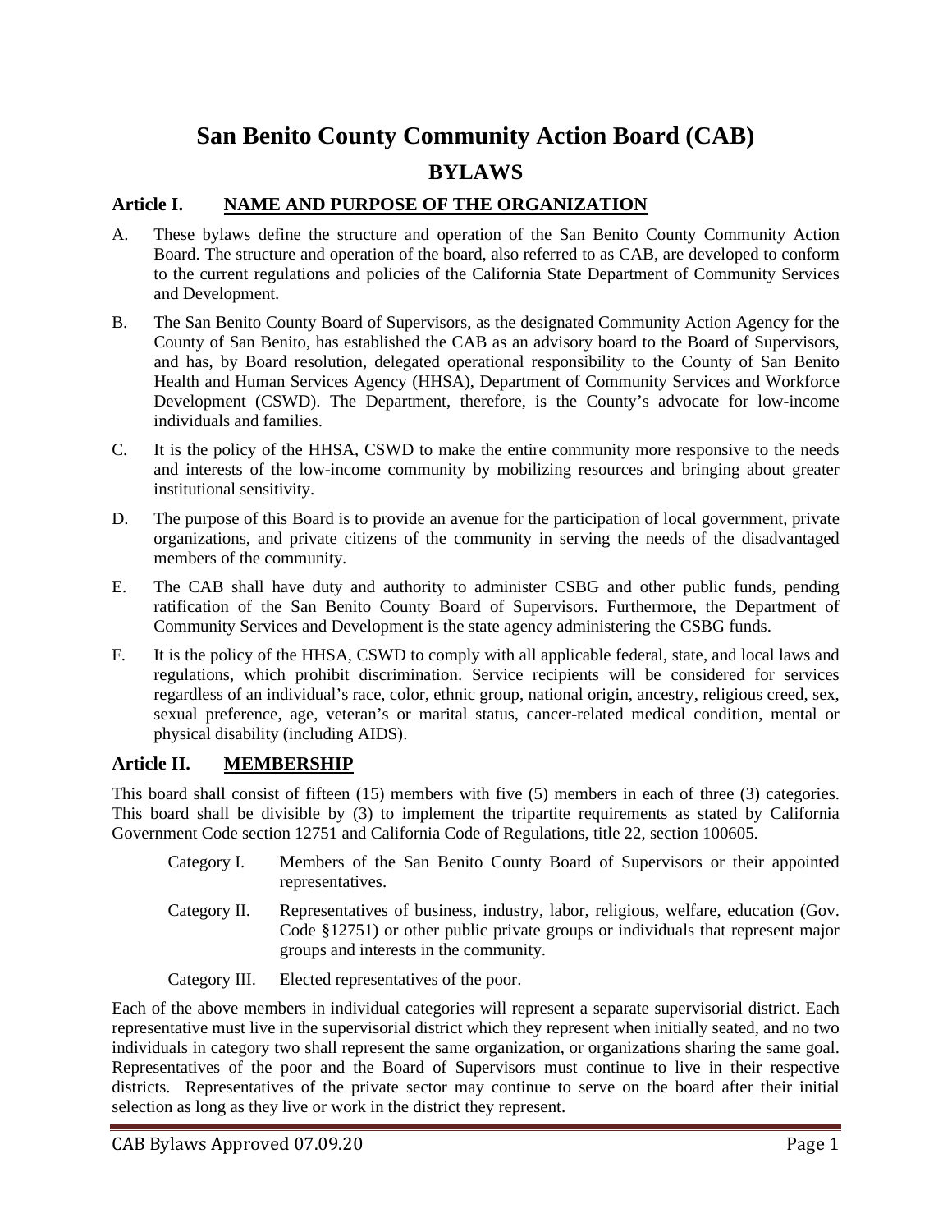# San Benito County Community Action Board (CAB)

## BYLAWS

### Article I. NAME AND PURPOSE OF THE ORGANIZATION

A. These bylaws define the structure and operation of the San Benito County Community Action Board. The structure and operation of the board, also referred to as CAB, are developed to conform to the current regulations and policies of the California State Department of Community Services and Development.

B. The San Benito County Board of Supervisors, as the designated Community Action Agency for the County of San Benito, has established the CAB as an advisory board to the Board of Supervisors, and has, by Board resolution, delegated operational responsibility to the County of San Benito Health and Human Services Agency (HHSA), Department of Community Services and Workforce Development (CSWD). The Department, therefore, is the County's advocate for low-income individuals and families.

C. It is the policy of the HHSA, CSWD to make the entire community more responsive to the needs and interests of the low-income community by mobilizing resources and bringing about greater institutional sensitivity.

D. The purpose of this Board is to provide an avenue for the participation of local government, private organizations, and private citizens of the community in serving the needs of the disadvantaged members of the community.

E. The CAB shall have duty and authority to administer CSBG and other public funds, pending ratification of the San Benito County Board of Supervisors. Furthermore, the Department of Community Services and Development is the state agency administering the CSBG funds.

F. It is the policy of the HHSA, CSWD to comply with all applicable federal, state, and local laws and regulations, which prohibit discrimination. Service recipients will be considered for services regardless of an individual's race, color, ethnic group, national origin, ancestry, religious creed, sex, sexual preference, age, veteran's or marital status, cancer-related medical condition, mental or physical disability (including AIDS).

### Article II. MEMBERSHIP

This board shall consist of fifteen (15) members with five (5) members in each of three (3) categories. This board shall be divisible by (3) to implement the tripartite requirements as stated by California Government Code section 12751 and California Code of Regulations, title 22, section 100605.

Category I. Members of the San Benito County Board of Supervisors or their appointed representatives.

Category II. Representatives of business, industry, labor, religious, welfare, education (Gov. Code §12751) or other public private groups or individuals that represent major groups and interests in the community.

Category III. Elected representatives of the poor.

Each of the above members in individual categories will represent a separate supervisorial district. Each representative must live in the supervisorial district which they represent when initially seated, and no two individuals in category two shall represent the same organization, or organizations sharing the same goal. Representatives of the poor and the Board of Supervisors must continue to live in their respective districts. Representatives of the private sector may continue to serve on the board after their initial selection as long as they live or work in the district they represent.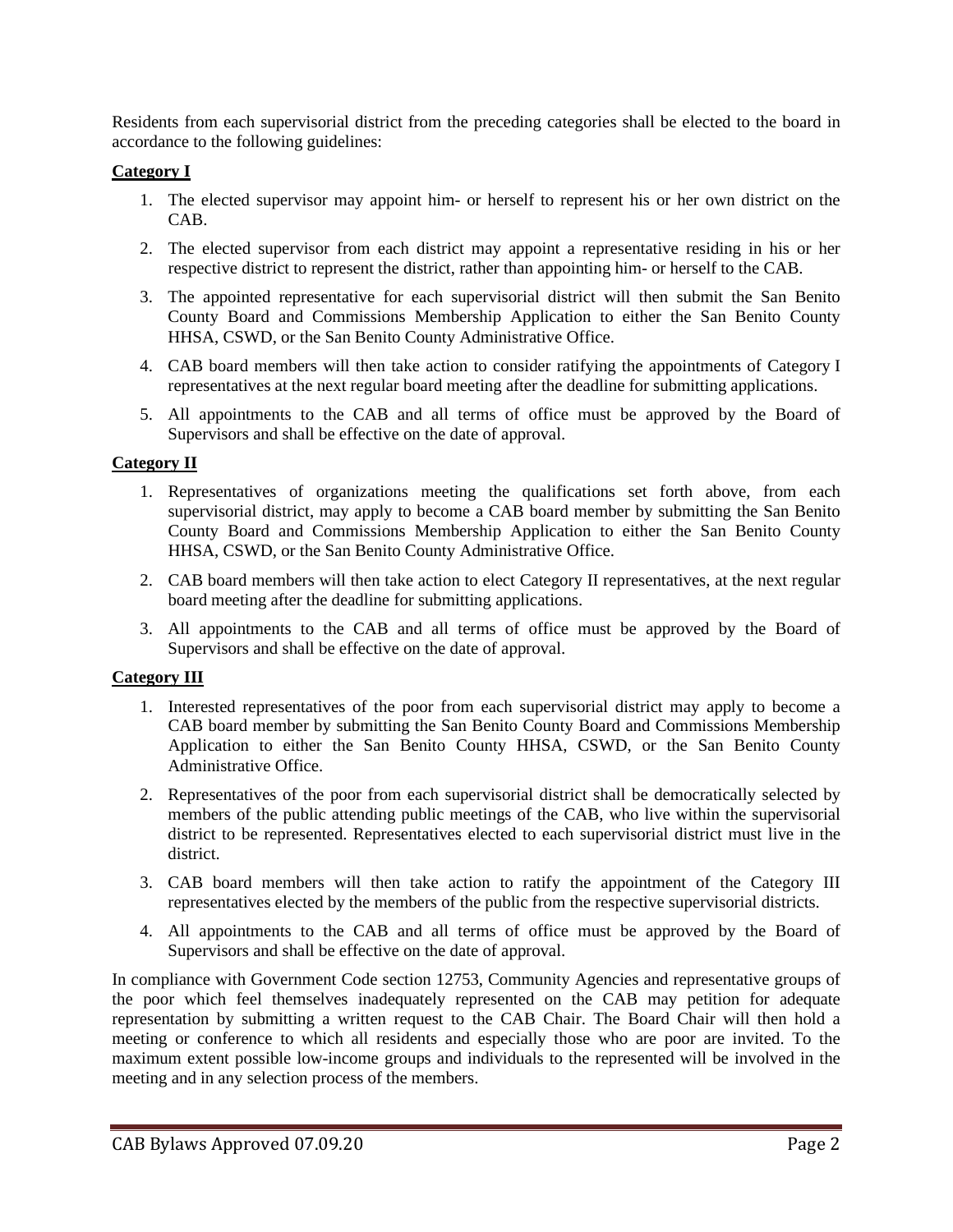Residents from each supervisorial district from the preceding categories shall be elected to the board in accordance to the following guidelines:

**Category I**

1. The elected supervisor may appoint him- or herself to represent his or her own district on the CAB.
2. The elected supervisor from each district may appoint a representative residing in his or her respective district to represent the district, rather than appointing him- or herself to the CAB.
3. The appointed representative for each supervisorial district will then submit the San Benito County Board and Commissions Membership Application to either the San Benito County HHSA, CSWD, or the San Benito County Administrative Office.
4. CAB board members will then take action to consider ratifying the appointments of Category I representatives at the next regular board meeting after the deadline for submitting applications.
5. All appointments to the CAB and all terms of office must be approved by the Board of Supervisors and shall be effective on the date of approval.

**Category II**

1. Representatives of organizations meeting the qualifications set forth above, from each supervisorial district, may apply to become a CAB board member by submitting the San Benito County Board and Commissions Membership Application to either the San Benito County HHSA, CSWD, or the San Benito County Administrative Office.
2. CAB board members will then take action to elect Category II representatives, at the next regular board meeting after the deadline for submitting applications.
3. All appointments to the CAB and all terms of office must be approved by the Board of Supervisors and shall be effective on the date of approval.

**Category III**

1. Interested representatives of the poor from each supervisorial district may apply to become a CAB board member by submitting the San Benito County Board and Commissions Membership Application to either the San Benito County HHSA, CSWD, or the San Benito County Administrative Office.
2. Representatives of the poor from each supervisorial district shall be democratically selected by members of the public attending public meetings of the CAB, who live within the supervisorial district to be represented. Representatives elected to each supervisorial district must live in the district.
3. CAB board members will then take action to ratify the appointment of the Category III representatives elected by the members of the public from the respective supervisorial districts.
4. All appointments to the CAB and all terms of office must be approved by the Board of Supervisors and shall be effective on the date of approval.

In compliance with Government Code section 12753, Community Agencies and representative groups of the poor which feel themselves inadequately represented on the CAB may petition for adequate representation by submitting a written request to the CAB Chair. The Board Chair will then hold a meeting or conference to which all residents and especially those who are poor are invited. To the maximum extent possible low-income groups and individuals to the represented will be involved in the meeting and in any selection process of the members.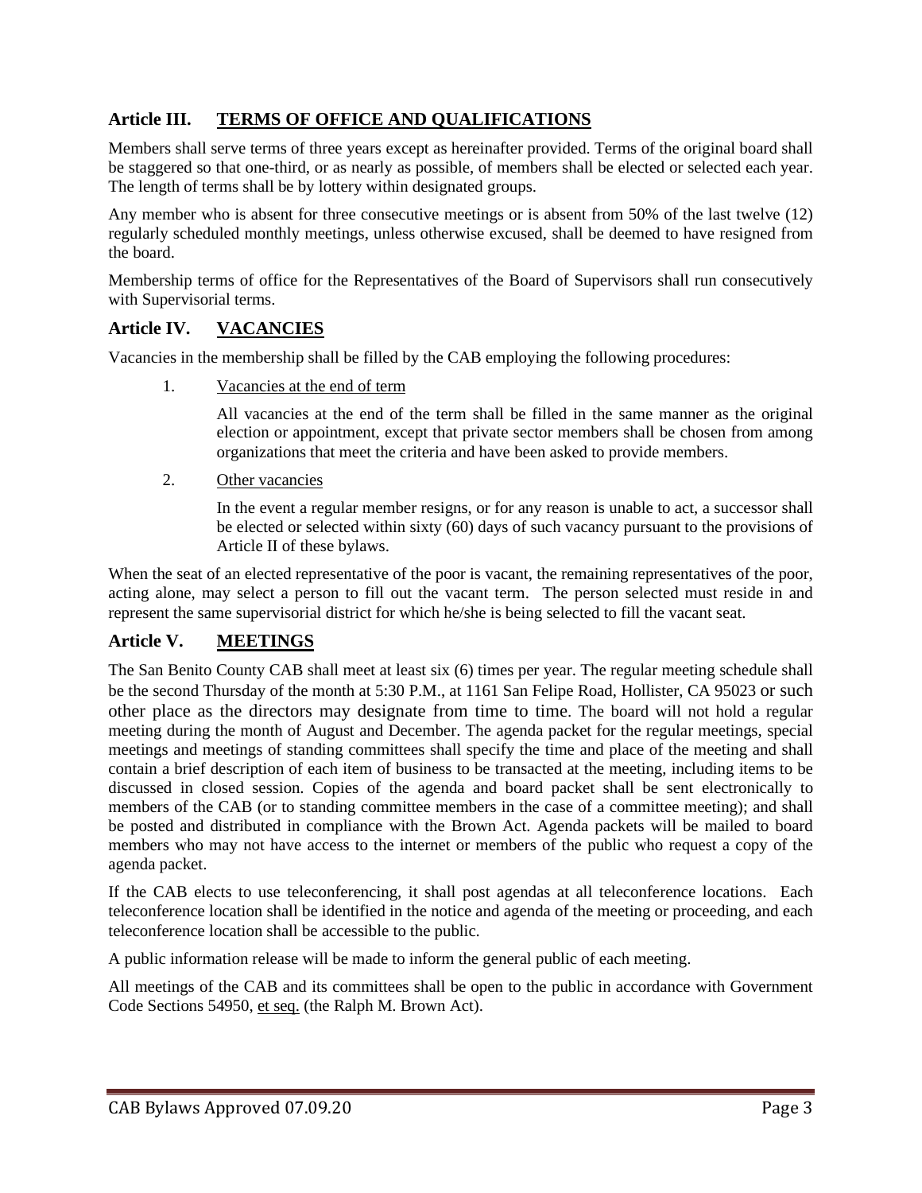## Article III. TERMS OF OFFICE AND QUALIFICATIONS

Members shall serve terms of three years except as hereinafter provided. Terms of the original board shall be staggered so that one-third, or as nearly as possible, of members shall be elected or selected each year. The length of terms shall be by lottery within designated groups.

Any member who is absent for three consecutive meetings or is absent from 50% of the last twelve (12) regularly scheduled monthly meetings, unless otherwise excused, shall be deemed to have resigned from the board.

Membership terms of office for the Representatives of the Board of Supervisors shall run consecutively with Supervisorial terms.

## Article IV. VACANCIES

Vacancies in the membership shall be filled by the CAB employing the following procedures:

1. Vacancies at the end of term

   All vacancies at the end of the term shall be filled in the same manner as the original election or appointment, except that private sector members shall be chosen from among organizations that meet the criteria and have been asked to provide members.

2. Other vacancies

   In the event a regular member resigns, or for any reason is unable to act, a successor shall be elected or selected within sixty (60) days of such vacancy pursuant to the provisions of Article II of these bylaws.

When the seat of an elected representative of the poor is vacant, the remaining representatives of the poor, acting alone, may select a person to fill out the vacant term. The person selected must reside in and represent the same supervisorial district for which he/she is being selected to fill the vacant seat.

## Article V. MEETINGS

The San Benito County CAB shall meet at least six (6) times per year. The regular meeting schedule shall be the second Thursday of the month at 5:30 P.M., at 1161 San Felipe Road, Hollister, CA 95023 or such other place as the directors may designate from time to time. The board will not hold a regular meeting during the month of August and December. The agenda packet for the regular meetings, special meetings and meetings of standing committees shall specify the time and place of the meeting and shall contain a brief description of each item of business to be transacted at the meeting, including items to be discussed in closed session. Copies of the agenda and board packet shall be sent electronically to members of the CAB (or to standing committee members in the case of a committee meeting); and shall be posted and distributed in compliance with the Brown Act. Agenda packets will be mailed to board members who may not have access to the internet or members of the public who request a copy of the agenda packet.

If the CAB elects to use teleconferencing, it shall post agendas at all teleconference locations. Each teleconference location shall be identified in the notice and agenda of the meeting or proceeding, and each teleconference location shall be accessible to the public.

A public information release will be made to inform the general public of each meeting.

All meetings of the CAB and its committees shall be open to the public in accordance with Government Code Sections 54950, et seq. (the Ralph M. Brown Act).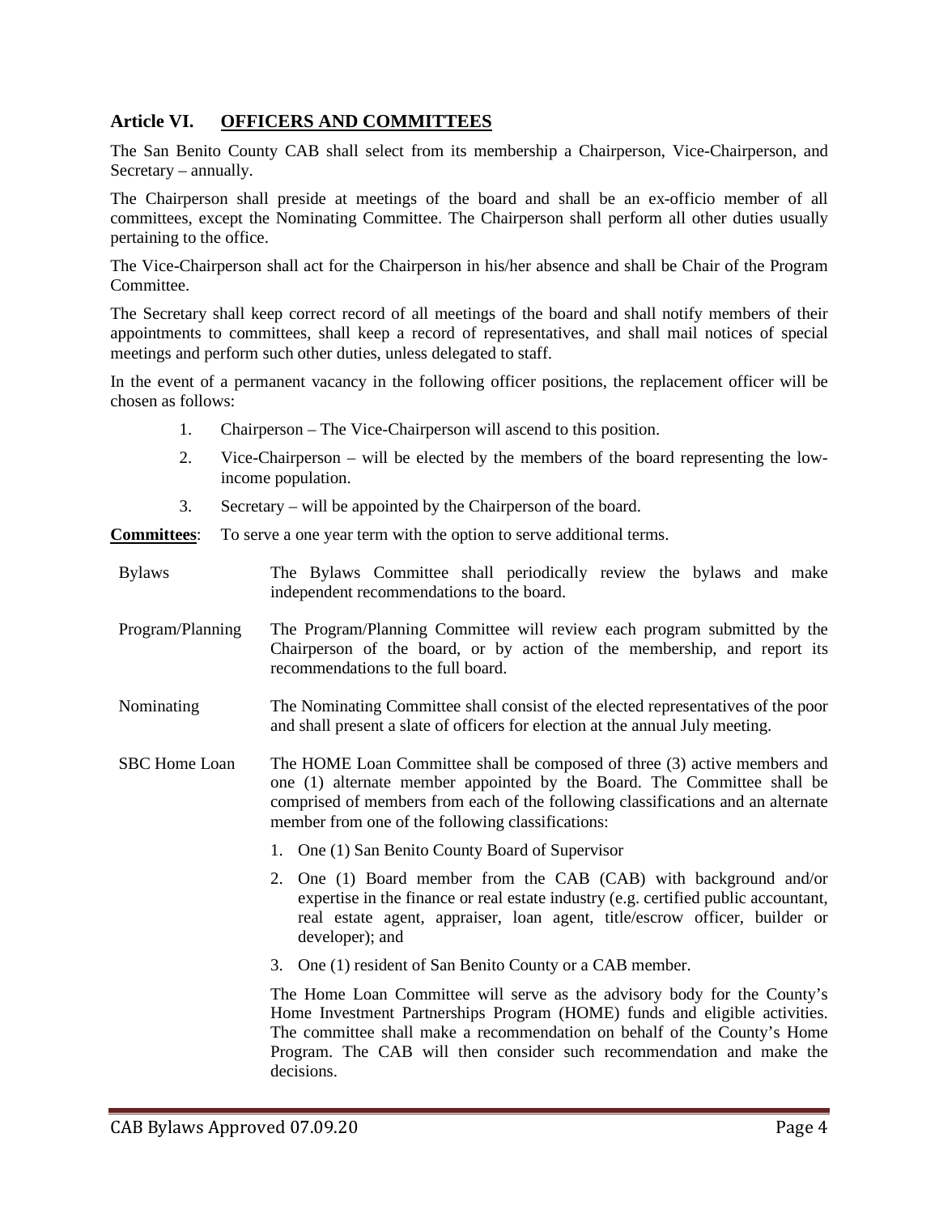## Article VI. <u>OFFICERS AND COMMITTEES</u>

The San Benito County CAB shall select from its membership a Chairperson, Vice-Chairperson, and Secretary – annually.

The Chairperson shall preside at meetings of the board and shall be an ex-officio member of all committees, except the Nominating Committee. The Chairperson shall perform all other duties usually pertaining to the office.

The Vice-Chairperson shall act for the Chairperson in his/her absence and shall be Chair of the Program Committee.

The Secretary shall keep correct record of all meetings of the board and shall notify members of their appointments to committees, shall keep a record of representatives, and shall mail notices of special meetings and perform such other duties, unless delegated to staff.

In the event of a permanent vacancy in the following officer positions, the replacement officer will be chosen as follows:

1. Chairperson – The Vice-Chairperson will ascend to this position.
2. Vice-Chairperson – will be elected by the members of the board representing the low-income population.
3. Secretary – will be appointed by the Chairperson of the board.

**<u>Committees</u>**: To serve a one year term with the option to serve additional terms.

**Bylaws**: The Bylaws Committee shall periodically review the bylaws and make independent recommendations to the board.

**Program/Planning**: The Program/Planning Committee will review each program submitted by the Chairperson of the board, or by action of the membership, and report its recommendations to the full board.

**Nominating**: The Nominating Committee shall consist of the elected representatives of the poor and shall present a slate of officers for election at the annual July meeting.

**SBC Home Loan**: The HOME Loan Committee shall be composed of three (3) active members and one (1) alternate member appointed by the Board. The Committee shall be comprised of members from each of the following classifications and an alternate member from one of the following classifications:

1. One (1) San Benito County Board of Supervisor
2. One (1) Board member from the CAB (CAB) with background and/or expertise in the finance or real estate industry (e.g. certified public accountant, real estate agent, appraiser, loan agent, title/escrow officer, builder or developer); and
3. One (1) resident of San Benito County or a CAB member.

The Home Loan Committee will serve as the advisory body for the County's Home Investment Partnerships Program (HOME) funds and eligible activities. The committee shall make a recommendation on behalf of the County's Home Program. The CAB will then consider such recommendation and make the decisions.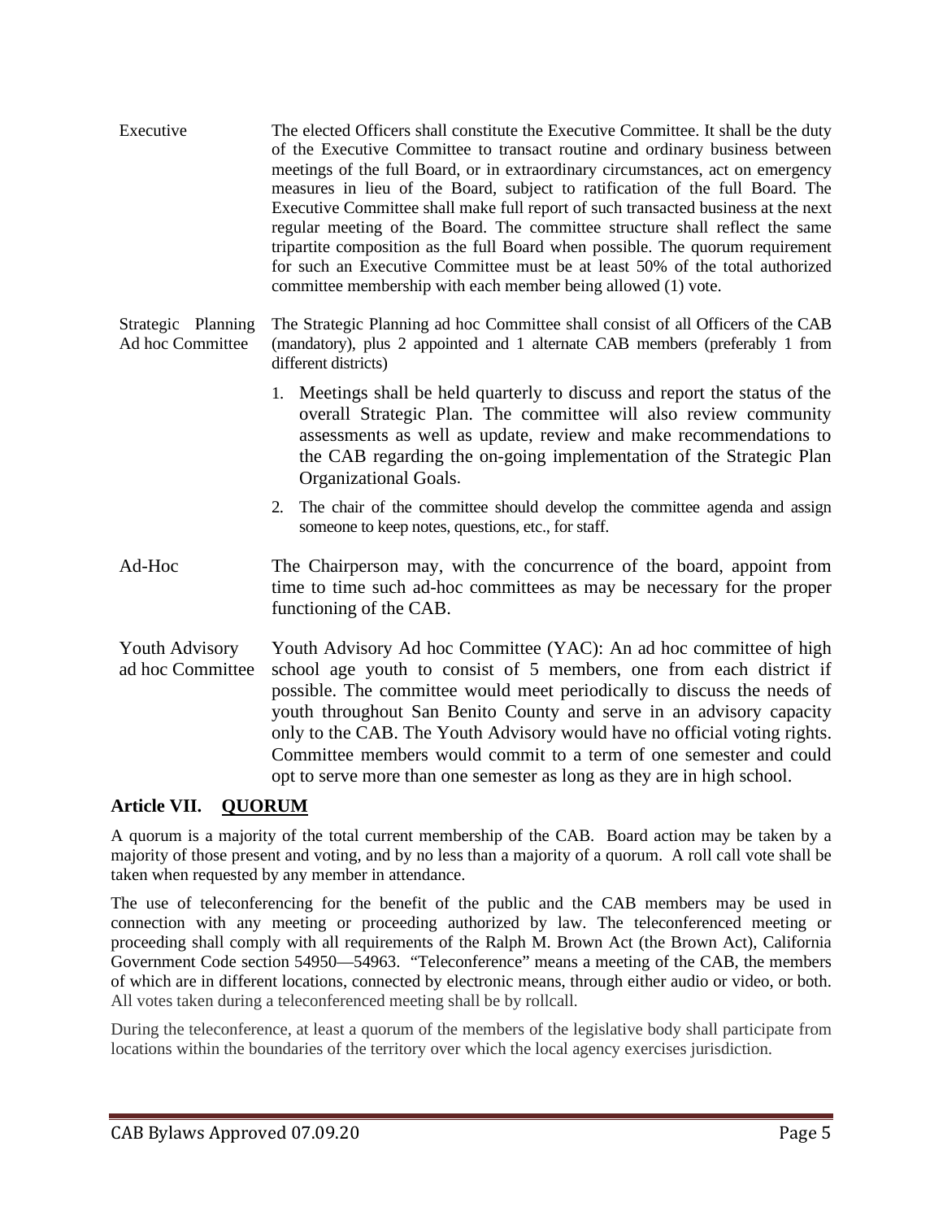| | |
|---|---|
| Executive | The elected Officers shall constitute the Executive Committee. It shall be the duty of the Executive Committee to transact routine and ordinary business between meetings of the full Board, or in extraordinary circumstances, act on emergency measures in lieu of the Board, subject to ratification of the full Board. The Executive Committee shall make full report of such transacted business at the next regular meeting of the Board. The committee structure shall reflect the same tripartite composition as the full Board when possible. The quorum requirement for such an Executive Committee must be at least 50% of the total authorized committee membership with each member being allowed (1) vote. |
| Strategic Planning Ad hoc Committee | The Strategic Planning ad hoc Committee shall consist of all Officers of the CAB (mandatory), plus 2 appointed and 1 alternate CAB members (preferably 1 from different districts)<br>1. Meetings shall be held quarterly to discuss and report the status of the overall Strategic Plan. The committee will also review community assessments as well as update, review and make recommendations to the CAB regarding the on-going implementation of the Strategic Plan Organizational Goals.<br>2. The chair of the committee should develop the committee agenda and assign someone to keep notes, questions, etc., for staff. |
| Ad-Hoc | The Chairperson may, with the concurrence of the board, appoint from time to time such ad-hoc committees as may be necessary for the proper functioning of the CAB. |
| Youth Advisory ad hoc Committee | Youth Advisory Ad hoc Committee (YAC): An ad hoc committee of high school age youth to consist of 5 members, one from each district if possible. The committee would meet periodically to discuss the needs of youth throughout San Benito County and serve in an advisory capacity only to the CAB. The Youth Advisory would have no official voting rights. Committee members would commit to a term of one semester and could opt to serve more than one semester as long as they are in high school. |

## Article VII. QUORUM

A quorum is a majority of the total current membership of the CAB. Board action may be taken by a majority of those present and voting, and by no less than a majority of a quorum. A roll call vote shall be taken when requested by any member in attendance.

The use of teleconferencing for the benefit of the public and the CAB members may be used in connection with any meeting or proceeding authorized by law. The teleconferenced meeting or proceeding shall comply with all requirements of the Ralph M. Brown Act (the Brown Act), California Government Code section 54950—54963. "Teleconference" means a meeting of the CAB, the members of which are in different locations, connected by electronic means, through either audio or video, or both. All votes taken during a teleconferenced meeting shall be by rollcall.

During the teleconference, at least a quorum of the members of the legislative body shall participate from locations within the boundaries of the territory over which the local agency exercises jurisdiction.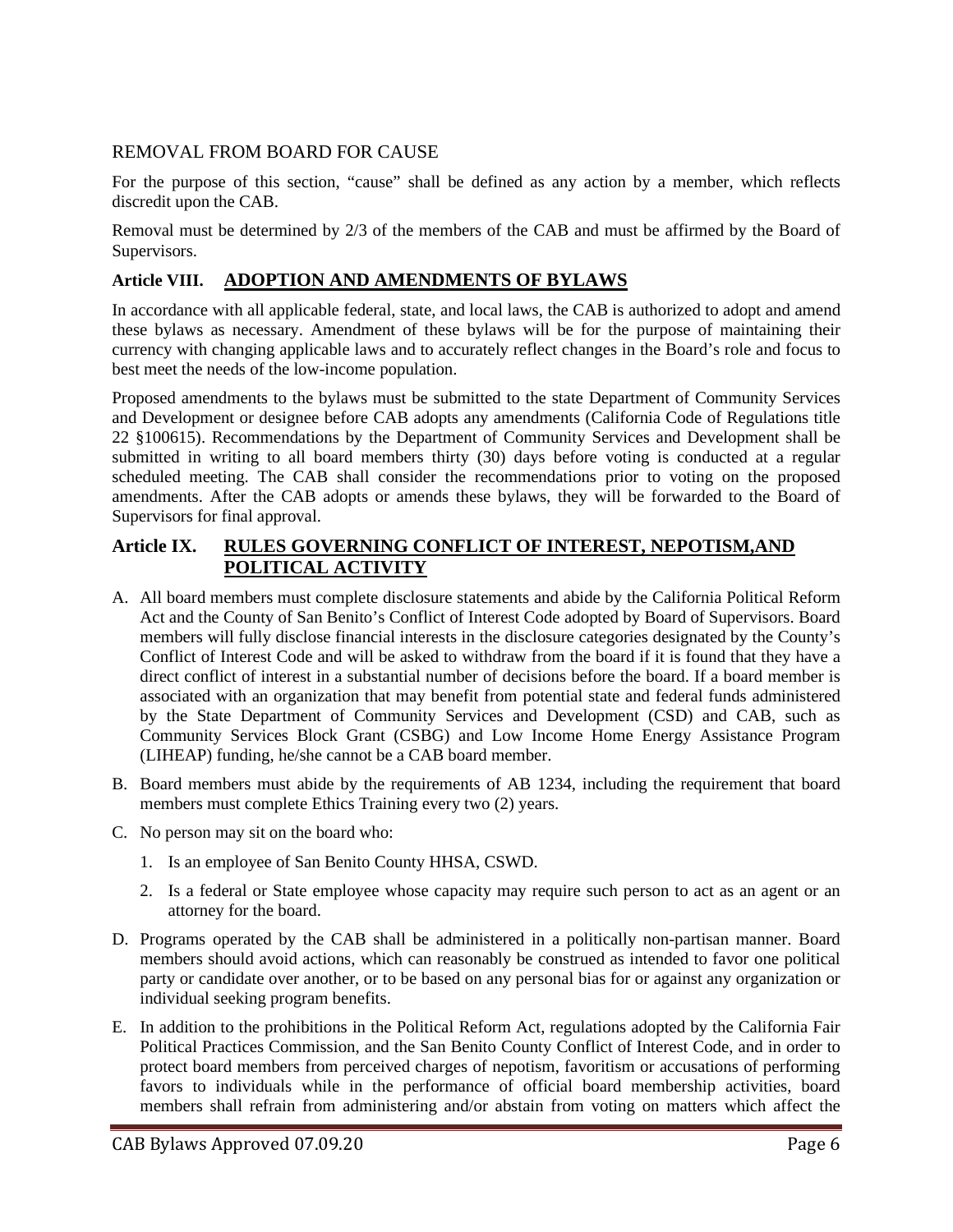### REMOVAL FROM BOARD FOR CAUSE

For the purpose of this section, "cause" shall be defined as any action by a member, which reflects discredit upon the CAB.

Removal must be determined by 2/3 of the members of the CAB and must be affirmed by the Board of Supervisors.

## Article VIII. ADOPTION AND AMENDMENTS OF BYLAWS

In accordance with all applicable federal, state, and local laws, the CAB is authorized to adopt and amend these bylaws as necessary. Amendment of these bylaws will be for the purpose of maintaining their currency with changing applicable laws and to accurately reflect changes in the Board's role and focus to best meet the needs of the low-income population.

Proposed amendments to the bylaws must be submitted to the state Department of Community Services and Development or designee before CAB adopts any amendments (California Code of Regulations title 22 §100615). Recommendations by the Department of Community Services and Development shall be submitted in writing to all board members thirty (30) days before voting is conducted at a regular scheduled meeting. The CAB shall consider the recommendations prior to voting on the proposed amendments. After the CAB adopts or amends these bylaws, they will be forwarded to the Board of Supervisors for final approval.

## Article IX. RULES GOVERNING CONFLICT OF INTEREST, NEPOTISM,AND POLITICAL ACTIVITY

A. All board members must complete disclosure statements and abide by the California Political Reform Act and the County of San Benito's Conflict of Interest Code adopted by Board of Supervisors. Board members will fully disclose financial interests in the disclosure categories designated by the County's Conflict of Interest Code and will be asked to withdraw from the board if it is found that they have a direct conflict of interest in a substantial number of decisions before the board. If a board member is associated with an organization that may benefit from potential state and federal funds administered by the State Department of Community Services and Development (CSD) and CAB, such as Community Services Block Grant (CSBG) and Low Income Home Energy Assistance Program (LIHEAP) funding, he/she cannot be a CAB board member.

B. Board members must abide by the requirements of AB 1234, including the requirement that board members must complete Ethics Training every two (2) years.

C. No person may sit on the board who:

   1. Is an employee of San Benito County HHSA, CSWD.
   2. Is a federal or State employee whose capacity may require such person to act as an agent or an attorney for the board.

D. Programs operated by the CAB shall be administered in a politically non-partisan manner. Board members should avoid actions, which can reasonably be construed as intended to favor one political party or candidate over another, or to be based on any personal bias for or against any organization or individual seeking program benefits.

E. In addition to the prohibitions in the Political Reform Act, regulations adopted by the California Fair Political Practices Commission, and the San Benito County Conflict of Interest Code, and in order to protect board members from perceived charges of nepotism, favoritism or accusations of performing favors to individuals while in the performance of official board membership activities, board members shall refrain from administering and/or abstain from voting on matters which affect the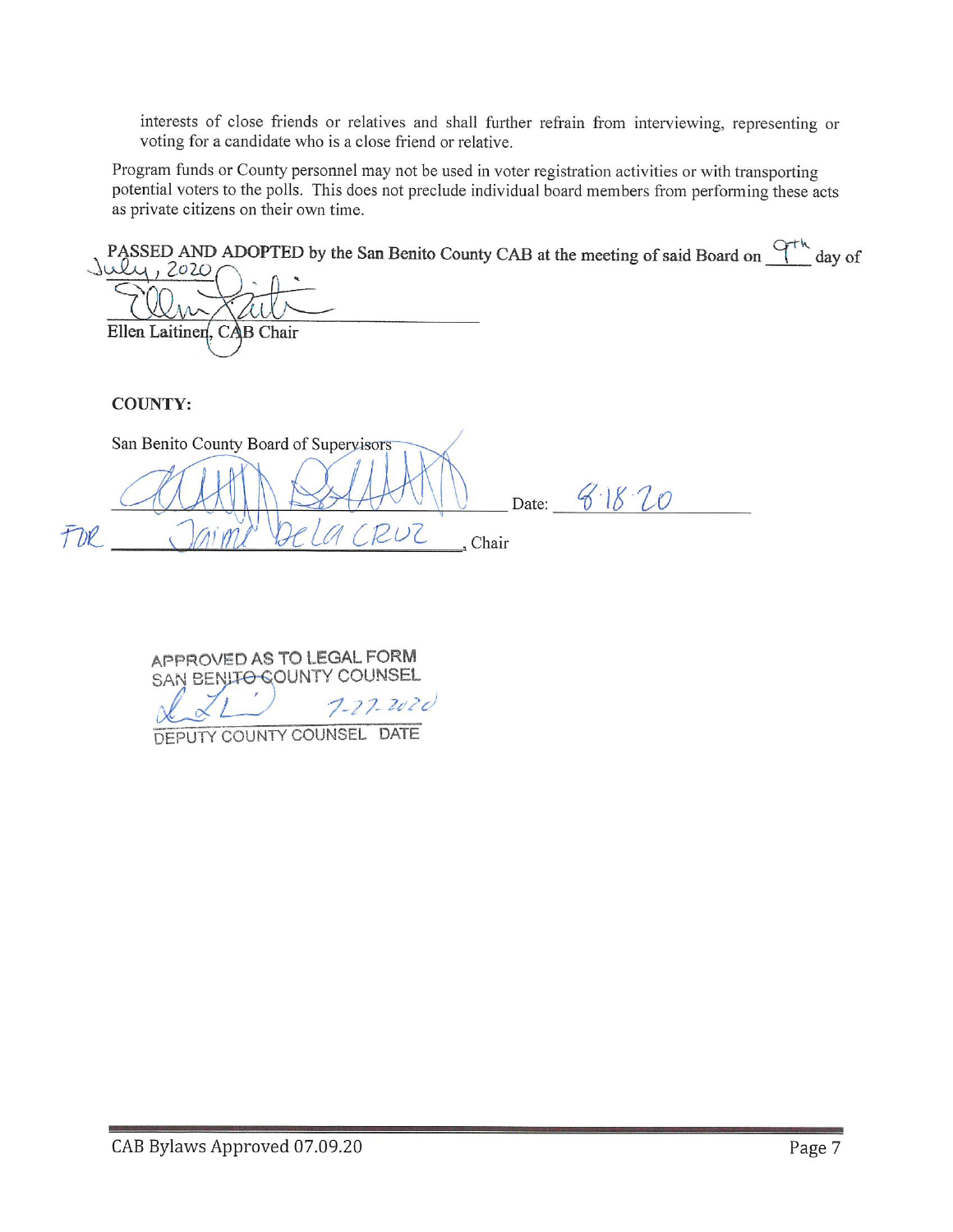interests of close friends or relatives and shall further refrain from interviewing, representing or voting for a candidate who is a close friend or relative.

Program funds or County personnel may not be used in voter registration activities or with transporting potential voters to the polls. This does not preclude individual board members from performing these acts as private citizens on their own time.

PASSED AND ADOPTED by the San Benito County CAB at the meeting of said Board on 9th day of July, 2020

Ellen Laitinen, CAB Chair

**COUNTY:**

San Benito County Board of Supervisors

Date: 8·18·20

FOR Jaime De La Cruz, Chair

APPROVED AS TO LEGAL FORM
SAN BENITO COUNTY COUNSEL

7-27-2020

DEPUTY COUNTY COUNSEL DATE

CAB Bylaws Approved 07.09.20